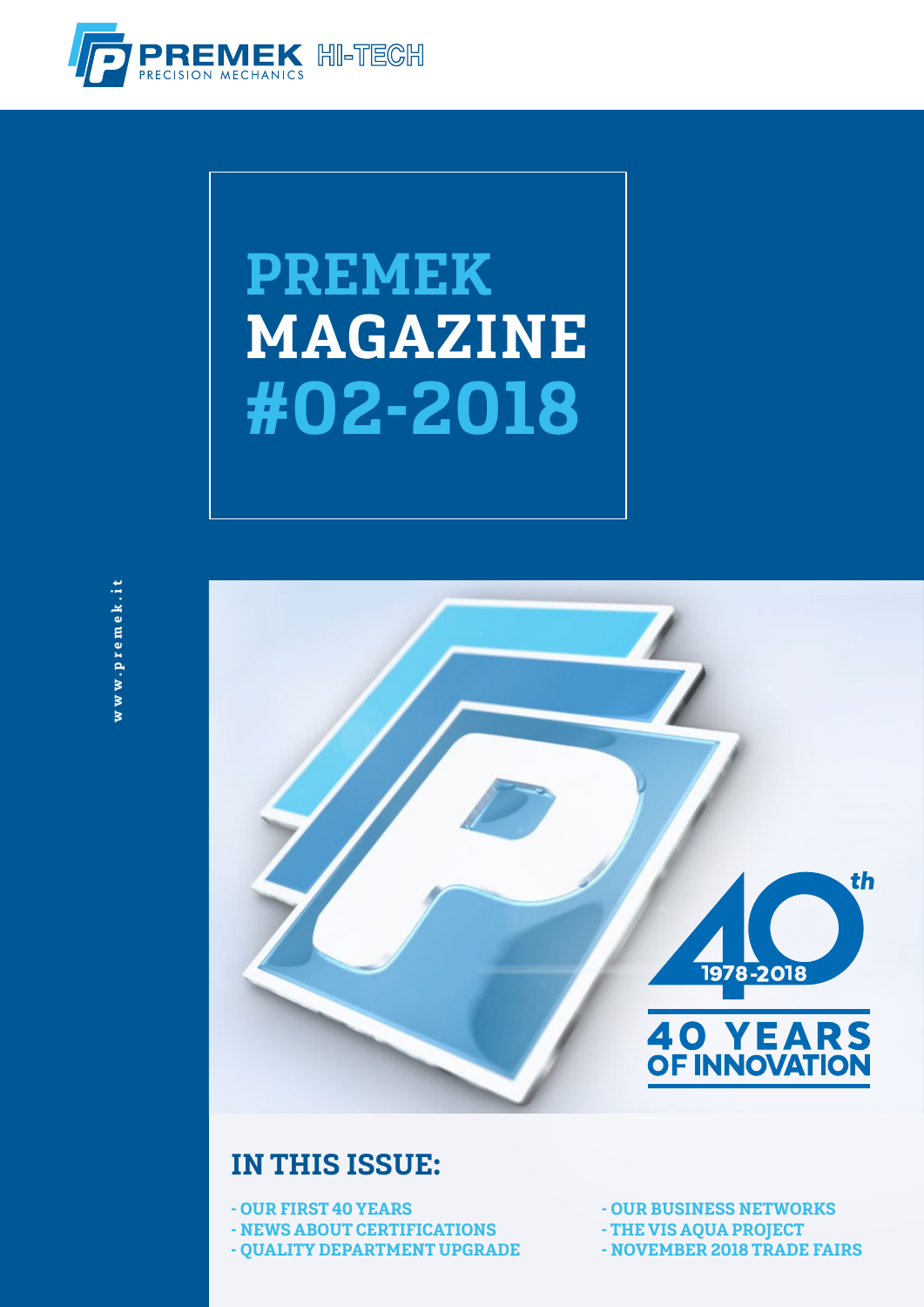PREMEK HI-TECH
PRECISION MECHANICS

# PREMEK MAGAZINE #02-2018

www.premek.it

40th 1978-2018

40 YEARS OF INNOVATION

## IN THIS ISSUE:

- OUR FIRST 40 YEARS
- NEWS ABOUT CERTIFICATIONS
- QUALITY DEPARTMENT UPGRADE
- OUR BUSINESS NETWORKS
- THE VIS AQUA PROJECT
- NOVEMBER 2018 TRADE FAIRS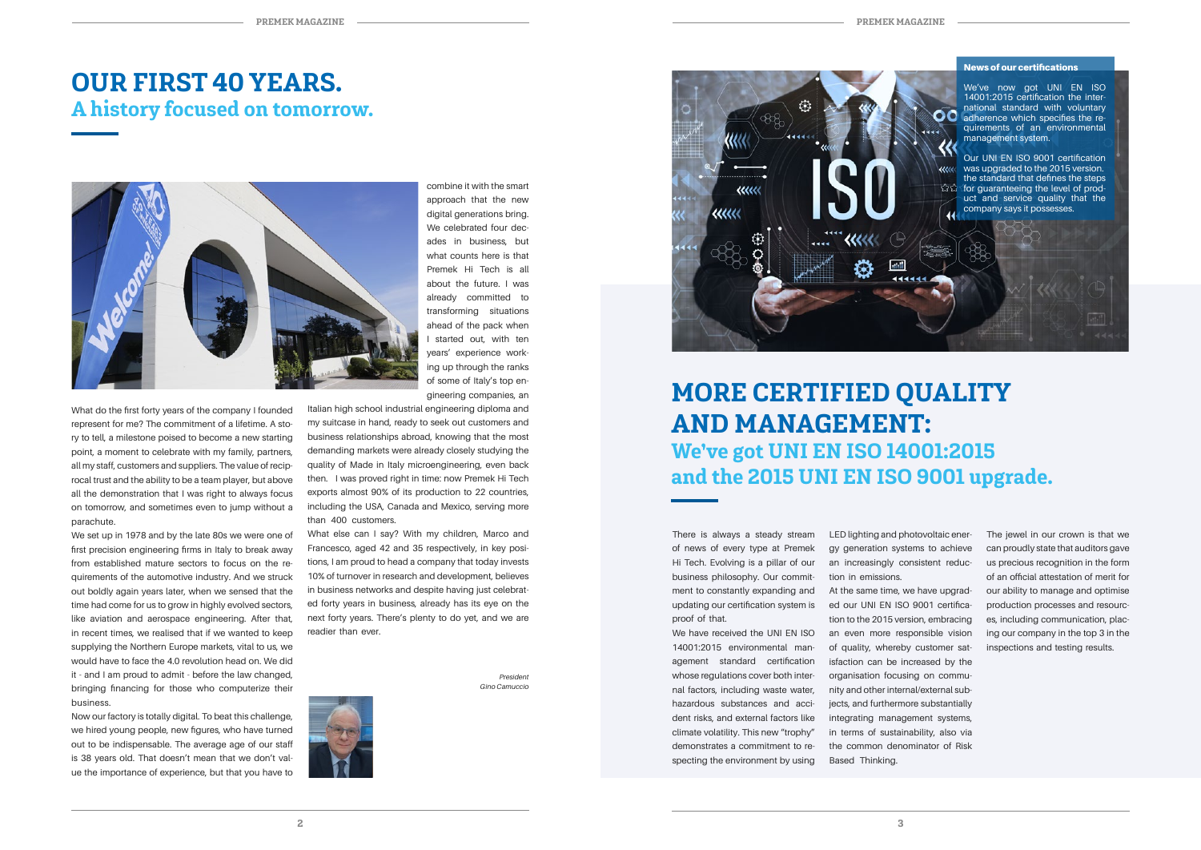# OUR FIRST 40 YEARS.

## A history focused on tomorrow.

What do the first forty years of the company I founded represent for me? The commitment of a lifetime. A story to tell, a milestone poised to become a new starting point, a moment to celebrate with my family, partners, all my staff, customers and suppliers. The value of reciprocal trust and the ability to be a team player, but above all the demonstration that I was right to always focus on tomorrow, and sometimes even to jump without a parachute.

We set up in 1978 and by the late 80s we were one of first precision engineering firms in Italy to break away from established mature sectors to focus on the requirements of the automotive industry. And we struck out boldly again years later, when we sensed that the time had come for us to grow in highly evolved sectors, like aviation and aerospace engineering. After that, in recent times, we realised that if we wanted to keep supplying the Northern Europe markets, vital to us, we would have to face the 4.0 revolution head on. We did it - and I am proud to admit - before the law changed, bringing financing for those who computerize their business.

Now our factory is totally digital. To beat this challenge, we hired young people, new figures, who have turned out to be indispensable. The average age of our staff is 38 years old. That doesn't mean that we don't value the importance of experience, but that you have to combine it with the smart approach that the new digital generations bring. We celebrated four decades in business, but what counts here is that Premek Hi Tech is all about the future. I was already committed to transforming situations ahead of the pack when I started out, with ten years' experience working up through the ranks of some of Italy's top engineering companies, an Italian high school industrial engineering diploma and my suitcase in hand, ready to seek out customers and business relationships abroad, knowing that the most demanding markets were already closely studying the quality of Made in Italy microengineering, even back then. I was proved right in time: now Premek Hi Tech exports almost 90% of its production to 22 countries, including the USA, Canada and Mexico, serving more than 400 customers.

What else can I say? With my children, Marco and Francesco, aged 42 and 35 respectively, in key positions, I am proud to head a company that today invests 10% of turnover in research and development, believes in business networks and despite having just celebrated forty years in business, already has its eye on the next forty years. There's plenty to do yet, and we are readier than ever.

*President*
*Gino Camuccio*

**News of our certifications**

We've now got UNI EN ISO 14001:2015 certification the international standard with voluntary adherence which specifies the requirements of an environmental management system.

Our UNI EN ISO 9001 certification was upgraded to the 2015 version, the standard that defines the steps for guaranteeing the level of product and service quality that the company says it possesses.

# MORE CERTIFIED QUALITY AND MANAGEMENT:

## We've got UNI EN ISO 14001:2015 and the 2015 UNI EN ISO 9001 upgrade.

There is always a steady stream of news of every type at Premek Hi Tech. Evolving is a pillar of our business philosophy. Our commitment to constantly expanding and updating our certification system is proof of that.

We have received the UNI EN ISO 14001:2015 environmental management standard certification whose regulations cover both internal factors, including waste water, hazardous substances and accident risks, and external factors like climate volatility. This new "trophy" demonstrates a commitment to respecting the environment by using LED lighting and photovoltaic energy generation systems to achieve an increasingly consistent reduction in emissions.

At the same time, we have upgraded our UNI EN ISO 9001 certification to the 2015 version, embracing an even more responsible vision of quality, whereby customer satisfaction can be increased by the organisation focusing on community and other internal/external subjects, and furthermore substantially integrating management systems, in terms of sustainability, also via the common denominator of Risk Based Thinking.

The jewel in our crown is that we can proudly state that auditors gave us precious recognition in the form of an official attestation of merit for our ability to manage and optimise production processes and resources, including communication, placing our company in the top 3 in the inspections and testing results.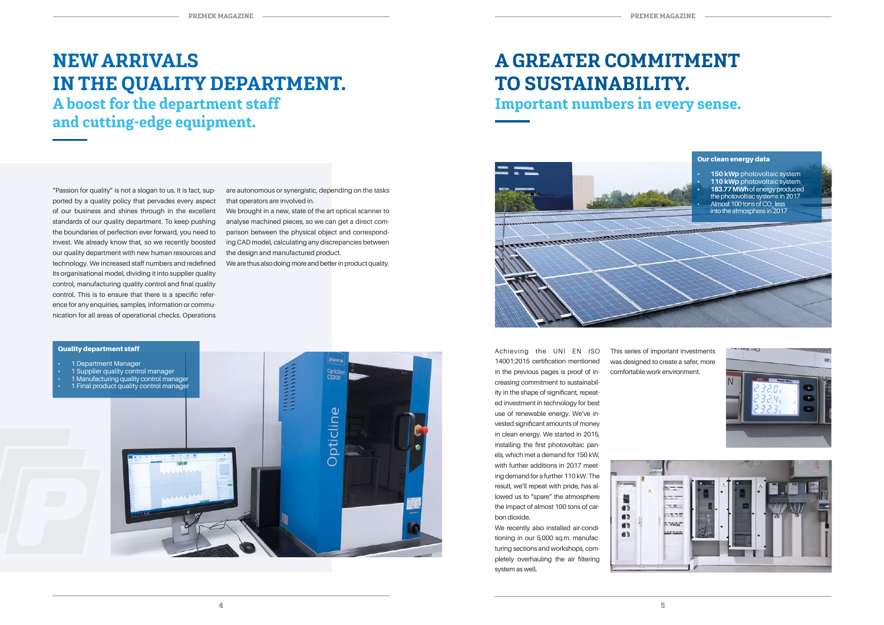# NEW ARRIVALS IN THE QUALITY DEPARTMENT.

## A boost for the department staff and cutting-edge equipment.

"Passion for quality" is not a slogan to us. It is fact, supported by a quality policy that pervades every aspect of our business and shines through in the excellent standards of our quality department. To keep pushing the boundaries of perfection ever forward, you need to invest. We already know that, so we recently boosted our quality department with new human resources and technology. We increased staff numbers and redefined its organisational model, dividing it into supplier quality control, manufacturing quality control and final quality control. This is to ensure that there is a specific reference for any enquiries, samples, information or communication for all areas of operational checks. Operations are autonomous or synergistic, depending on the tasks that operators are involved in.

We brought in a new, state of the art optical scanner to analyse machined pieces, so we can get a direct comparison between the physical object and corresponding CAD model, calculating any discrepancies between the design and manufactured product.

We are thus also doing more and better in product quality.

**Quality department staff**

- 1 Department Manager
- 1 Supplier quality control manager
- 1 Manufacturing quality control manager
- 1 Final product quality control manager

# A GREATER COMMITMENT TO SUSTAINABILITY.

## Important numbers in every sense.

**Our clean energy data**

- **150 kWp** photovoltaic system
- **110 kWp** photovoltaic system
- **183.77 MWh** of energy produced the photovoltaic systems in 2017
- Almost 100 tons of $CO_2$ less into the atmosphere in 2017

Achieving the UNI EN ISO 14001:2015 certification mentioned in the previous pages is proof of increasing commitment to sustainability in the shape of significant, repeated investment in technology for best use of renewable energy. We've invested significant amounts of money in clean energy. We started in 2015, installing the first photovoltaic panels, which met a demand for 150 kW, with further additions in 2017 meeting demand for a further 110 kW. The result, we'll repeat with pride, has allowed us to "spare" the atmosphere the impact of almost 100 tons of carbon dioxide.

We recently also installed air-conditioning in our 5,000 sq.m. manufacturing sections and workshops, completely overhauling the air filtering system as well.

This series of important investments was designed to create a safer, more comfortable work environment.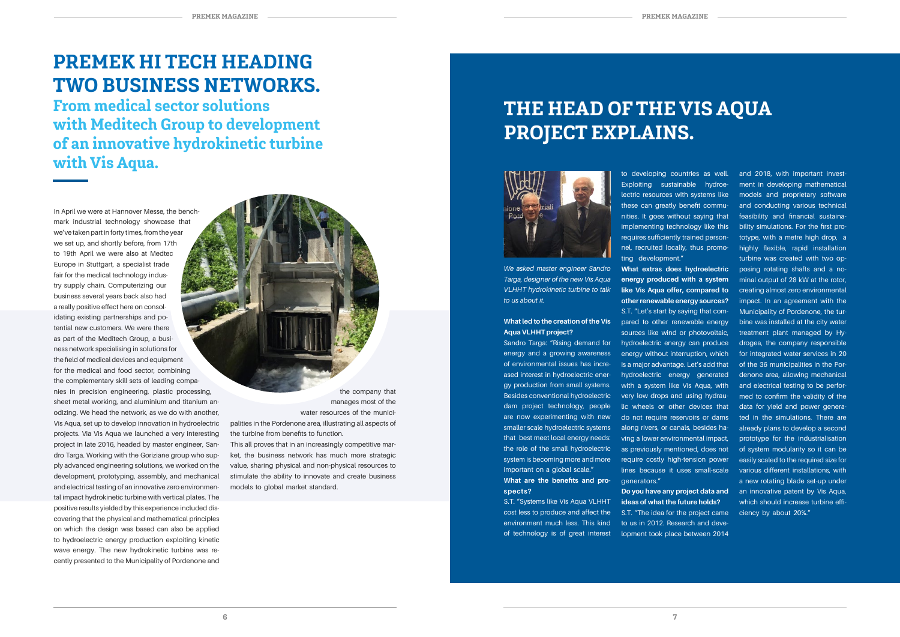# PREMEK HI TECH HEADING TWO BUSINESS NETWORKS.

## From medical sector solutions with Meditech Group to development of an innovative hydrokinetic turbine with Vis Aqua.

In April we were at Hannover Messe, the benchmark industrial technology showcase that we've taken part in forty times, from the year we set up, and shortly before, from 17th to 19th April we were also at Medtec Europe in Stuttgart, a specialist trade fair for the medical technology industry supply chain. Computerizing our business several years back also had a really positive effect here on consolidating existing partnerships and potential new customers. We were there as part of the Meditech Group, a business network specialising in solutions for the field of medical devices and equipment for the medical and food sector, combining the complementary skill sets of leading companies in precision engineering, plastic processing, sheet metal working, and aluminium and titanium anodizing. We head the network, as we do with another, Vis Aqua, set up to develop innovation in hydroelectric projects. Via Vis Aqua we launched a very interesting project in late 2016, headed by master engineer, Sandro Targa. Working with the Goriziane group who supply advanced engineering solutions, we worked on the development, prototyping, assembly, and mechanical and electrical testing of an innovative zero environmental impact hydrokinetic turbine with vertical plates. The positive results yielded by this experience included discovering that the physical and mathematical principles on which the design was based can also be applied to hydroelectric energy production exploiting kinetic wave energy. The new hydrokinetic turbine was recently presented to the Municipality of Pordenone and the company that manages most of the water resources of the municipalities in the Pordenone area, illustrating all aspects of the turbine from benefits to function.

This all proves that in an increasingly competitive market, the business network has much more strategic value, sharing physical and non-physical resources to stimulate the ability to innovate and create business models to global market standard.

# THE HEAD OF THE VIS AQUA PROJECT EXPLAINS.

*We asked master engineer Sandro Targa, designer of the new Vis Aqua VLHHT hydrokinetic turbine to talk to us about it.*

**What led to the creation of the Vis Aqua VLHHT project?**

Sandro Targa: "Rising demand for energy and a growing awareness of environmental issues has increased interest in hydroelectric energy production from small systems. Besides conventional hydroelectric dam project technology, people are now experimenting with new smaller scale hydroelectric systems that best meet local energy needs: the role of the small hydroelectric system is becoming more and more important on a global scale."

**What are the benefits and prospects?**

S.T. "Systems like Vis Aqua VLHHT cost less to produce and affect the environment much less. This kind of technology is of great interest to developing countries as well. Exploiting sustainable hydroelectric resources with systems like these can greatly benefit communities. It goes without saying that implementing technology like this requires sufficiently trained personnel, recruited locally, thus promoting development."

**What extras does hydroelectric energy produced with a system like Vis Aqua offer, compared to other renewable energy sources?**

S.T. "Let's start by saying that compared to other renewable energy sources like wind or photovoltaic, hydroelectric energy can produce energy without interruption, which is a major advantage. Let's add that hydroelectric energy generated with a system like Vis Aqua, with very low drops and using hydraulic wheels or other devices that do not require reservoirs or dams along rivers, or canals, besides having a lower environmental impact, as previously mentioned, does not require costly high-tension power lines because it uses small-scale generators."

**Do you have any project data and ideas of what the future holds?**

S.T. "The idea for the project came to us in 2012. Research and development took place between 2014 and 2018, with important investment in developing mathematical models and proprietary software and conducting various technical feasibility and financial sustainability simulations. For the first prototype, with a metre high drop, a highly flexible, rapid installation turbine was created with two opposing rotating shafts and a nominal output of 28 kW at the rotor, creating almost zero environmental impact. In an agreement with the Municipality of Pordenone, the turbine was installed at the city water treatment plant managed by Hydrogea, the company responsible for integrated water services in 20 of the 36 municipalities in the Pordenone area, allowing mechanical and electrical testing to be performed to confirm the validity of the data for yield and power generated in the simulations. There are already plans to develop a second prototype for the industrialisation of system modularity so it can be easily scaled to the required size for various different installations, with a new rotating blade set-up under an innovative patent by Vis Aqua, which should increase turbine efficiency by about 20%."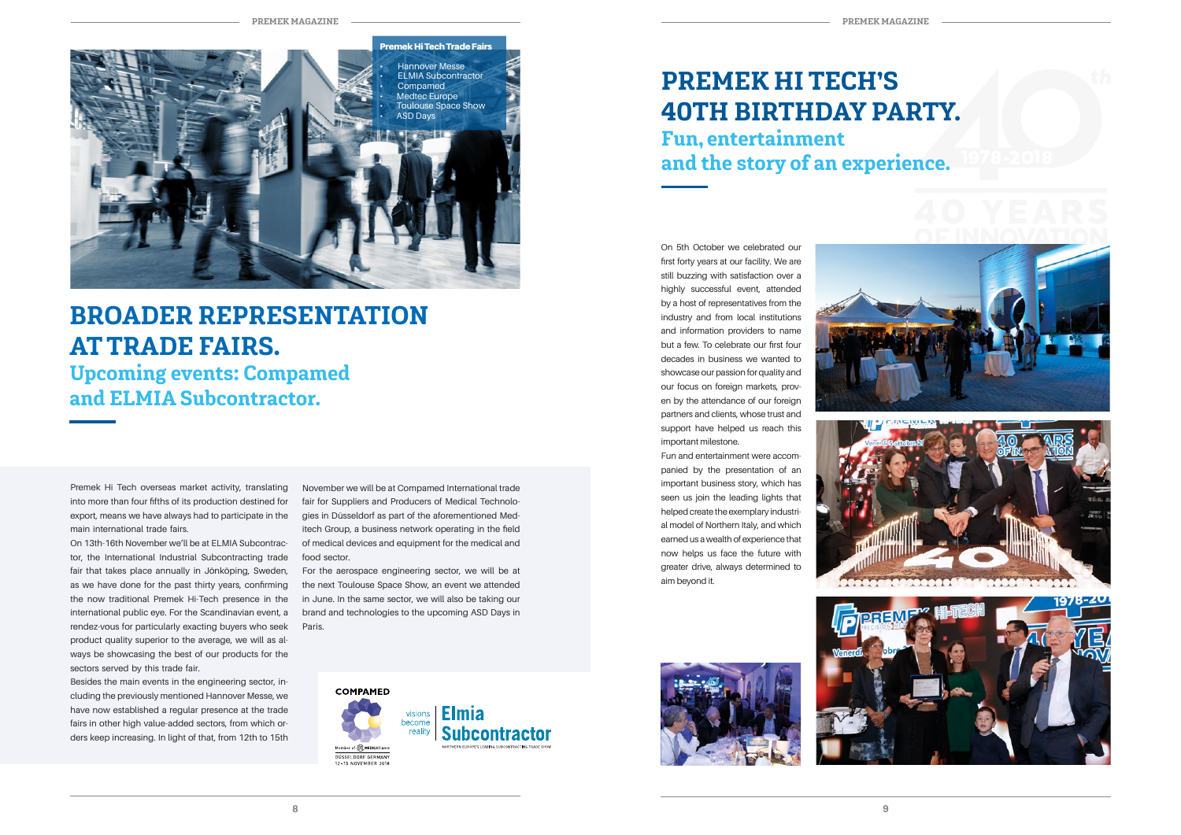**Premek Hi Tech Trade Fairs**

- Hannover Messe
- ELMIA Subcontractor
- Compamed
- Medtec Europe
- Toulouse Space Show
- ASD Days

# BROADER REPRESENTATION AT TRADE FAIRS.

## Upcoming events: Compamed and ELMIA Subcontractor.

Premek Hi Tech overseas market activity, translating into more than four fifths of its production destined for export, means we have always had to participate in the main international trade fairs.

On 13th-16th November we'll be at ELMIA Subcontractor, the International Industrial Subcontracting trade fair that takes place annually in Jönköping, Sweden, as we have done for the past thirty years, confirming the now traditional Premek Hi-Tech presence in the international public eye. For the Scandinavian event, a rendez-vous for particularly exacting buyers who seek product quality superior to the average, we will as always be showcasing the best of our products for the sectors served by this trade fair.

Besides the main events in the engineering sector, including the previously mentioned Hannover Messe, we have now established a regular presence at the trade fairs in other high value-added sectors, from which orders keep increasing. In light of that, from 12th to 15th November we will be at Compamed International trade fair for Suppliers and Producers of Medical Technologies in Düsseldorf as part of the aforementioned Meditech Group, a business network operating in the field of medical devices and equipment for the medical and food sector.

For the aerospace engineering sector, we will be at the next Toulouse Space Show, an event we attended in June. In the same sector, we will also be taking our brand and technologies to the upcoming ASD Days in Paris.

COMPAMED

Member of MEDICAlliance

DÜSSELDORF GERMANY 12-15 NOVEMBER 2018

visions become reality | Elmia Subcontractor

NORTHERN EUROPE'S LEADING SUBCONTRACTING TRADE SHOW

# PREMEK HI TECH'S 40TH BIRTHDAY PARTY.

## Fun, entertainment and the story of an experience.

On 5th October we celebrated our first forty years at our facility. We are still buzzing with satisfaction over a highly successful event, attended by a host of representatives from the industry and from local institutions and information providers to name but a few. To celebrate our first four decades in business we wanted to showcase our passion for quality and our focus on foreign markets, proven by the attendance of our foreign partners and clients, whose trust and support have helped us reach this important milestone.

Fun and entertainment were accompanied by the presentation of an important business story, which has seen us join the leading lights that helped create the exemplary industrial model of Northern Italy, and which earned us a wealth of experience that now helps us face the future with greater drive, always determined to aim beyond it.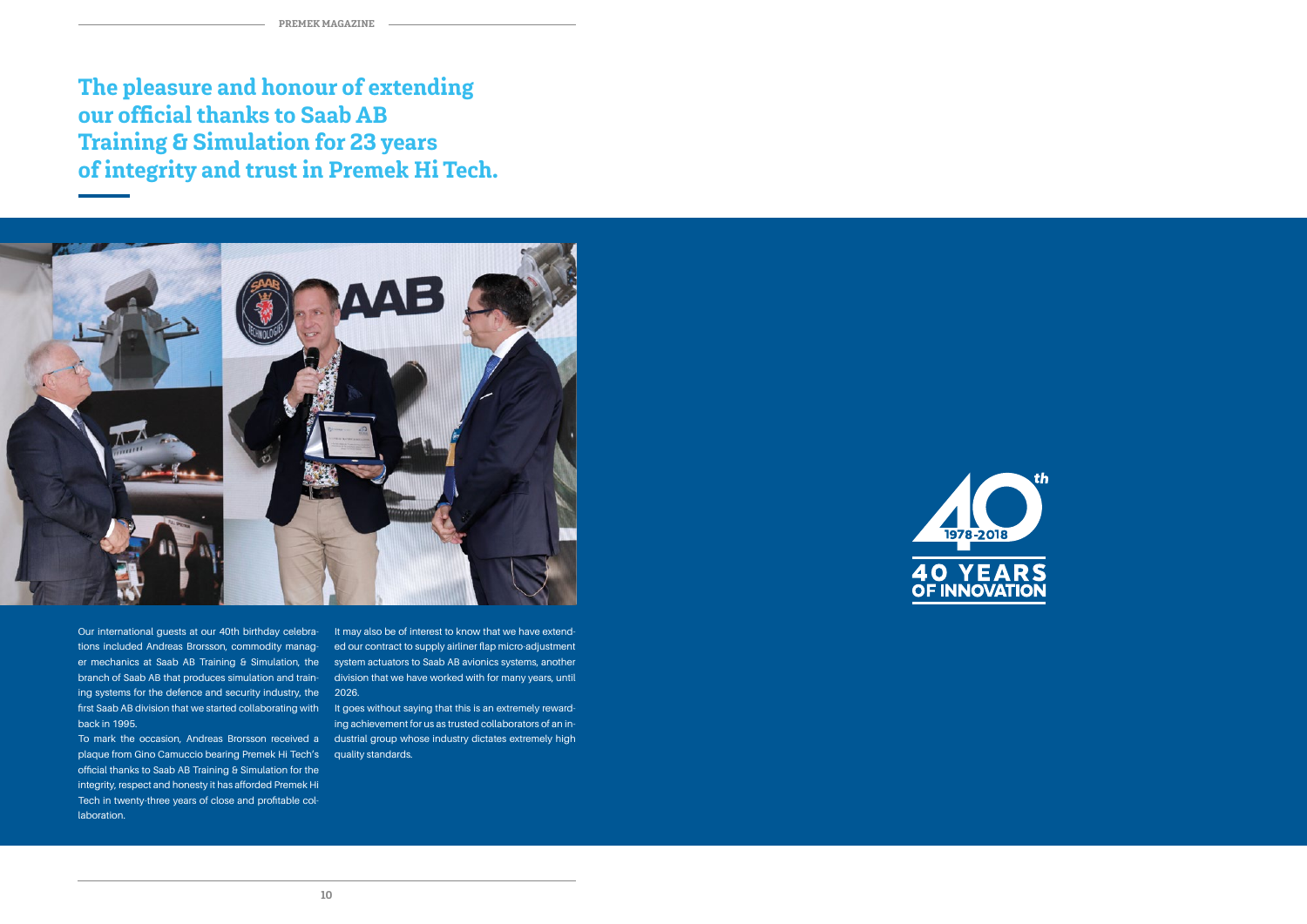# The pleasure and honour of extending our official thanks to Saab AB Training & Simulation for 23 years of integrity and trust in Premek Hi Tech.

Our international guests at our 40th birthday celebrations included Andreas Brorsson, commodity manager mechanics at Saab AB Training & Simulation, the branch of Saab AB that produces simulation and training systems for the defence and security industry, the first Saab AB division that we started collaborating with back in 1995.

To mark the occasion, Andreas Brorsson received a plaque from Gino Camuccio bearing Premek Hi Tech's official thanks to Saab AB Training & Simulation for the integrity, respect and honesty it has afforded Premek Hi Tech in twenty-three years of close and profitable collaboration.

It may also be of interest to know that we have extended our contract to supply airliner flap micro-adjustment system actuators to Saab AB avionics systems, another division that we have worked with for many years, until 2026.

It goes without saying that this is an extremely rewarding achievement for us as trusted collaborators of an industrial group whose industry dictates extremely high quality standards.

40th 1978-2018 40 YEARS OF INNOVATION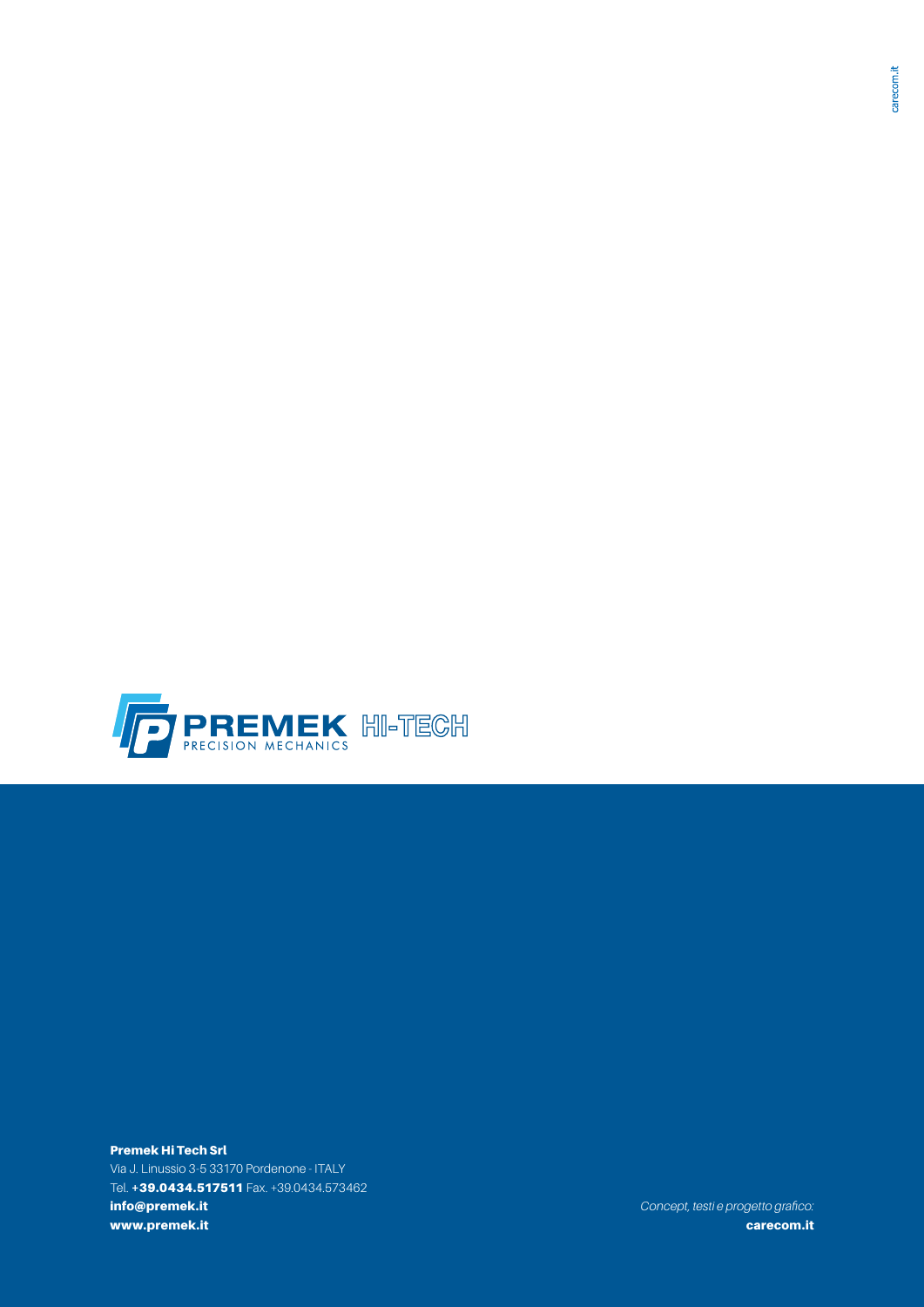PREMEK
PRECISION MECHANICS
HI-TECH

**Premek Hi Tech Srl**
Via J. Linussio 3-5 33170 Pordenone - ITALY
Tel. **+39.0434.517511** Fax. +39.0434.573462
**info@premek.it**
**www.premek.it**

*Concept, testi e progetto grafico:*
**carecom.it**